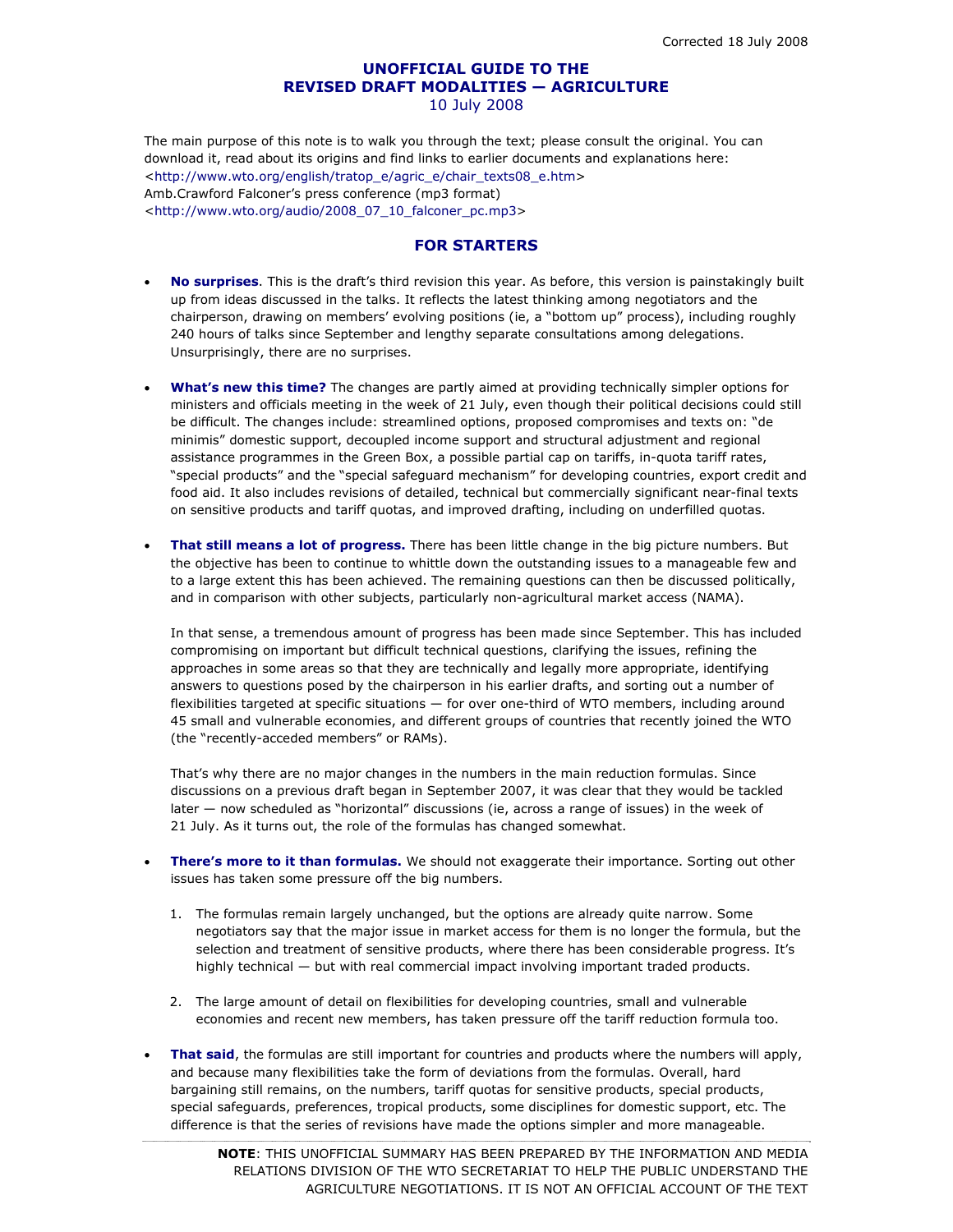Corrected 18 July 2008

# UNOFFICIAL GUIDE TO THE REVISED DRAFT MODALITIES — AGRICULTURE

10 July 2008

The main purpose of this note is to walk you through the text; please consult the original. You can download it, read about its origins and find links to earlier documents and explanations here: <http://www.wto.org/english/tratop_e/agric_e/chair_texts08_e.htm>
Amb.Crawford Falconer's press conference (mp3 format)
<http://www.wto.org/audio/2008_07_10_falconer_pc.mp3>

## FOR STARTERS

- **No surprises**. This is the draft's third revision this year. As before, this version is painstakingly built up from ideas discussed in the talks. It reflects the latest thinking among negotiators and the chairperson, drawing on members' evolving positions (ie, a "bottom up" process), including roughly 240 hours of talks since September and lengthy separate consultations among delegations. Unsurprisingly, there are no surprises.

- **What's new this time?** The changes are partly aimed at providing technically simpler options for ministers and officials meeting in the week of 21 July, even though their political decisions could still be difficult. The changes include: streamlined options, proposed compromises and texts on: "de minimis" domestic support, decoupled income support and structural adjustment and regional assistance programmes in the Green Box, a possible partial cap on tariffs, in-quota tariff rates, "special products" and the "special safeguard mechanism" for developing countries, export credit and food aid. It also includes revisions of detailed, technical but commercially significant near-final texts on sensitive products and tariff quotas, and improved drafting, including on underfilled quotas.

- **That still means a lot of progress.** There has been little change in the big picture numbers. But the objective has been to continue to whittle down the outstanding issues to a manageable few and to a large extent this has been achieved. The remaining questions can then be discussed politically, and in comparison with other subjects, particularly non-agricultural market access (NAMA).

  In that sense, a tremendous amount of progress has been made since September. This has included compromising on important but difficult technical questions, clarifying the issues, refining the approaches in some areas so that they are technically and legally more appropriate, identifying answers to questions posed by the chairperson in his earlier drafts, and sorting out a number of flexibilities targeted at specific situations — for over one-third of WTO members, including around 45 small and vulnerable economies, and different groups of countries that recently joined the WTO (the "recently-acceded members" or RAMs).

  That's why there are no major changes in the numbers in the main reduction formulas. Since discussions on a previous draft began in September 2007, it was clear that they would be tackled later — now scheduled as "horizontal" discussions (ie, across a range of issues) in the week of 21 July. As it turns out, the role of the formulas has changed somewhat.

- **There's more to it than formulas.** We should not exaggerate their importance. Sorting out other issues has taken some pressure off the big numbers.

  1. The formulas remain largely unchanged, but the options are already quite narrow. Some negotiators say that the major issue in market access for them is no longer the formula, but the selection and treatment of sensitive products, where there has been considerable progress. It's highly technical — but with real commercial impact involving important traded products.

  2. The large amount of detail on flexibilities for developing countries, small and vulnerable economies and recent new members, has taken pressure off the tariff reduction formula too.

- **That said**, the formulas are still important for countries and products where the numbers will apply, and because many flexibilities take the form of deviations from the formulas. Overall, hard bargaining still remains, on the numbers, tariff quotas for sensitive products, special products, special safeguards, preferences, tropical products, some disciplines for domestic support, etc. The difference is that the series of revisions have made the options simpler and more manageable.

**NOTE**: THIS UNOFFICIAL SUMMARY HAS BEEN PREPARED BY THE INFORMATION AND MEDIA RELATIONS DIVISION OF THE WTO SECRETARIAT TO HELP THE PUBLIC UNDERSTAND THE AGRICULTURE NEGOTIATIONS. IT IS NOT AN OFFICIAL ACCOUNT OF THE TEXT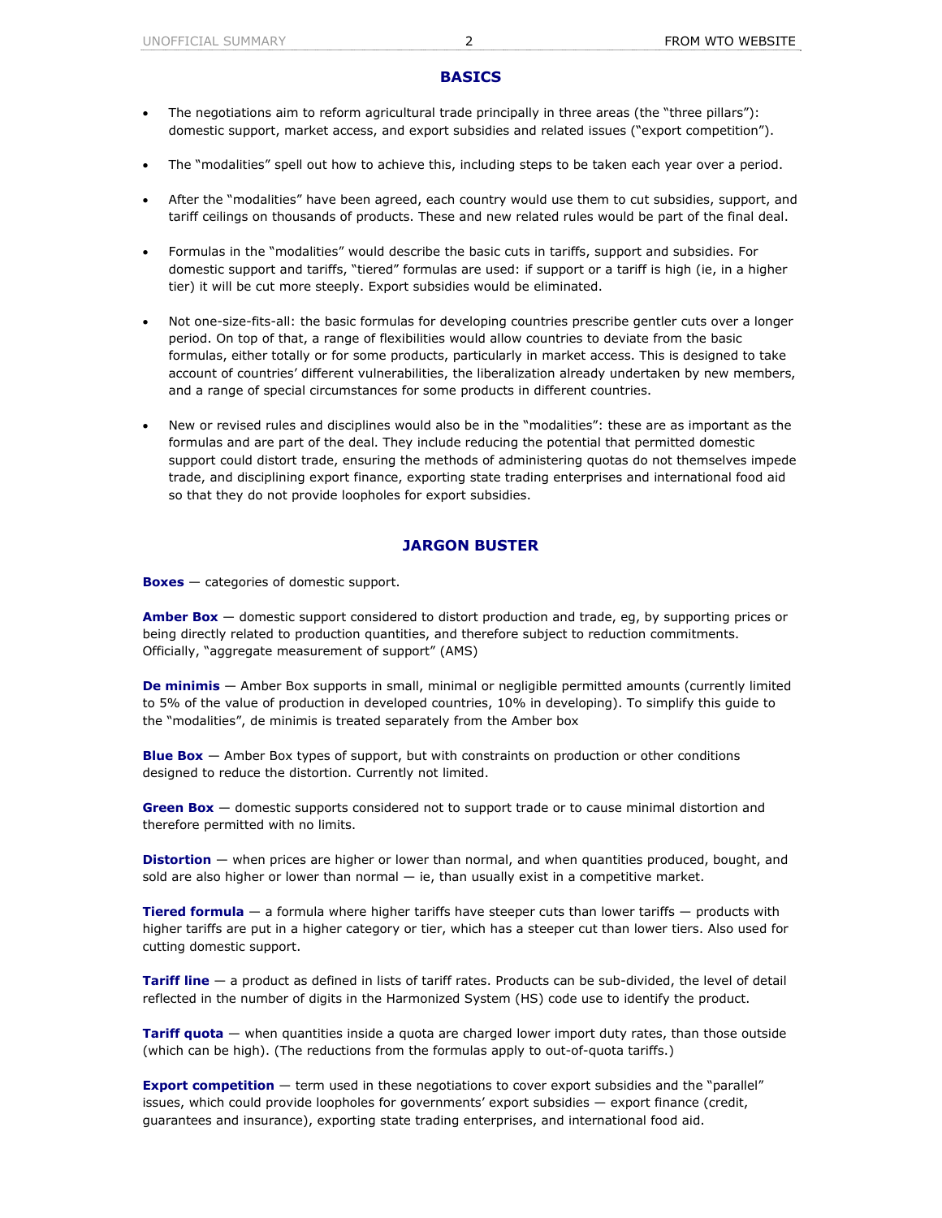## BASICS

- The negotiations aim to reform agricultural trade principally in three areas (the "three pillars"): domestic support, market access, and export subsidies and related issues ("export competition").
- The "modalities" spell out how to achieve this, including steps to be taken each year over a period.
- After the "modalities" have been agreed, each country would use them to cut subsidies, support, and tariff ceilings on thousands of products. These and new related rules would be part of the final deal.
- Formulas in the "modalities" would describe the basic cuts in tariffs, support and subsidies. For domestic support and tariffs, "tiered" formulas are used: if support or a tariff is high (ie, in a higher tier) it will be cut more steeply. Export subsidies would be eliminated.
- Not one-size-fits-all: the basic formulas for developing countries prescribe gentler cuts over a longer period. On top of that, a range of flexibilities would allow countries to deviate from the basic formulas, either totally or for some products, particularly in market access. This is designed to take account of countries' different vulnerabilities, the liberalization already undertaken by new members, and a range of special circumstances for some products in different countries.
- New or revised rules and disciplines would also be in the "modalities": these are as important as the formulas and are part of the deal. They include reducing the potential that permitted domestic support could distort trade, ensuring the methods of administering quotas do not themselves impede trade, and disciplining export finance, exporting state trading enterprises and international food aid so that they do not provide loopholes for export subsidies.

## JARGON BUSTER

**Boxes** — categories of domestic support.

**Amber Box** — domestic support considered to distort production and trade, eg, by supporting prices or being directly related to production quantities, and therefore subject to reduction commitments. Officially, "aggregate measurement of support" (AMS)

**De minimis** — Amber Box supports in small, minimal or negligible permitted amounts (currently limited to 5% of the value of production in developed countries, 10% in developing). To simplify this guide to the "modalities", de minimis is treated separately from the Amber box

**Blue Box** — Amber Box types of support, but with constraints on production or other conditions designed to reduce the distortion. Currently not limited.

**Green Box** — domestic supports considered not to support trade or to cause minimal distortion and therefore permitted with no limits.

**Distortion** — when prices are higher or lower than normal, and when quantities produced, bought, and sold are also higher or lower than normal — ie, than usually exist in a competitive market.

**Tiered formula** — a formula where higher tariffs have steeper cuts than lower tariffs — products with higher tariffs are put in a higher category or tier, which has a steeper cut than lower tiers. Also used for cutting domestic support.

**Tariff line** — a product as defined in lists of tariff rates. Products can be sub-divided, the level of detail reflected in the number of digits in the Harmonized System (HS) code use to identify the product.

**Tariff quota** — when quantities inside a quota are charged lower import duty rates, than those outside (which can be high). (The reductions from the formulas apply to out-of-quota tariffs.)

**Export competition** — term used in these negotiations to cover export subsidies and the "parallel" issues, which could provide loopholes for governments' export subsidies — export finance (credit, guarantees and insurance), exporting state trading enterprises, and international food aid.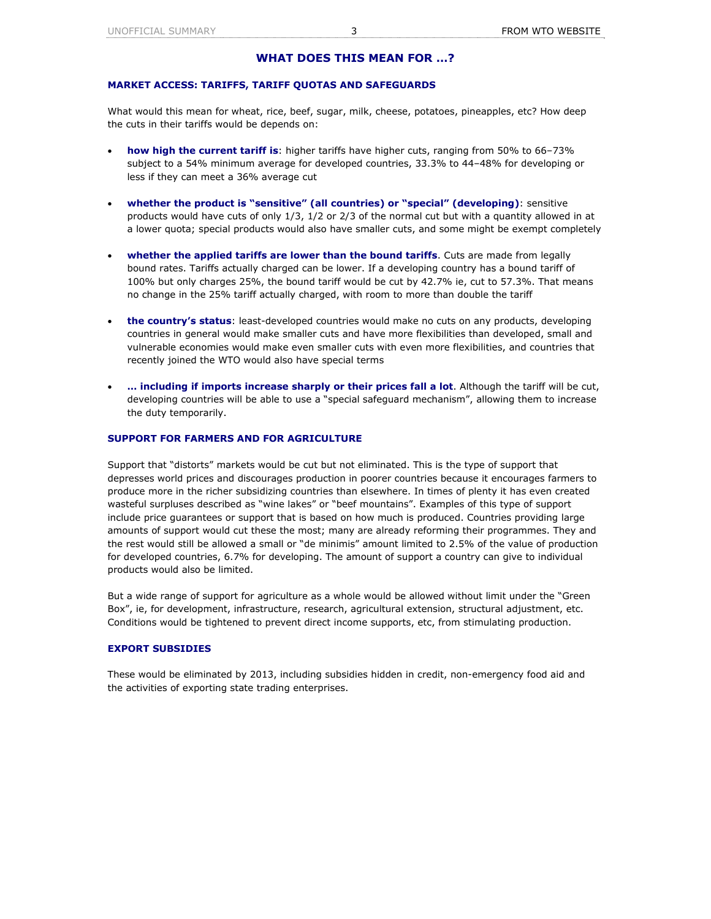## WHAT DOES THIS MEAN FOR …?

### MARKET ACCESS: TARIFFS, TARIFF QUOTAS AND SAFEGUARDS

What would this mean for wheat, rice, beef, sugar, milk, cheese, potatoes, pineapples, etc? How deep the cuts in their tariffs would be depends on:

- **how high the current tariff is**: higher tariffs have higher cuts, ranging from 50% to 66–73% subject to a 54% minimum average for developed countries, 33.3% to 44–48% for developing or less if they can meet a 36% average cut

- **whether the product is "sensitive" (all countries) or "special" (developing)**: sensitive products would have cuts of only 1/3, 1/2 or 2/3 of the normal cut but with a quantity allowed in at a lower quota; special products would also have smaller cuts, and some might be exempt completely

- **whether the applied tariffs are lower than the bound tariffs**. Cuts are made from legally bound rates. Tariffs actually charged can be lower. If a developing country has a bound tariff of 100% but only charges 25%, the bound tariff would be cut by 42.7% ie, cut to 57.3%. That means no change in the 25% tariff actually charged, with room to more than double the tariff

- **the country's status**: least-developed countries would make no cuts on any products, developing countries in general would make smaller cuts and have more flexibilities than developed, small and vulnerable economies would make even smaller cuts with even more flexibilities, and countries that recently joined the WTO would also have special terms

- **… including if imports increase sharply or their prices fall a lot**. Although the tariff will be cut, developing countries will be able to use a "special safeguard mechanism", allowing them to increase the duty temporarily.

### SUPPORT FOR FARMERS AND FOR AGRICULTURE

Support that "distorts" markets would be cut but not eliminated. This is the type of support that depresses world prices and discourages production in poorer countries because it encourages farmers to produce more in the richer subsidizing countries than elsewhere. In times of plenty it has even created wasteful surpluses described as "wine lakes" or "beef mountains". Examples of this type of support include price guarantees or support that is based on how much is produced. Countries providing large amounts of support would cut these the most; many are already reforming their programmes. They and the rest would still be allowed a small or "de minimis" amount limited to 2.5% of the value of production for developed countries, 6.7% for developing. The amount of support a country can give to individual products would also be limited.

But a wide range of support for agriculture as a whole would be allowed without limit under the "Green Box", ie, for development, infrastructure, research, agricultural extension, structural adjustment, etc. Conditions would be tightened to prevent direct income supports, etc, from stimulating production.

### EXPORT SUBSIDIES

These would be eliminated by 2013, including subsidies hidden in credit, non-emergency food aid and the activities of exporting state trading enterprises.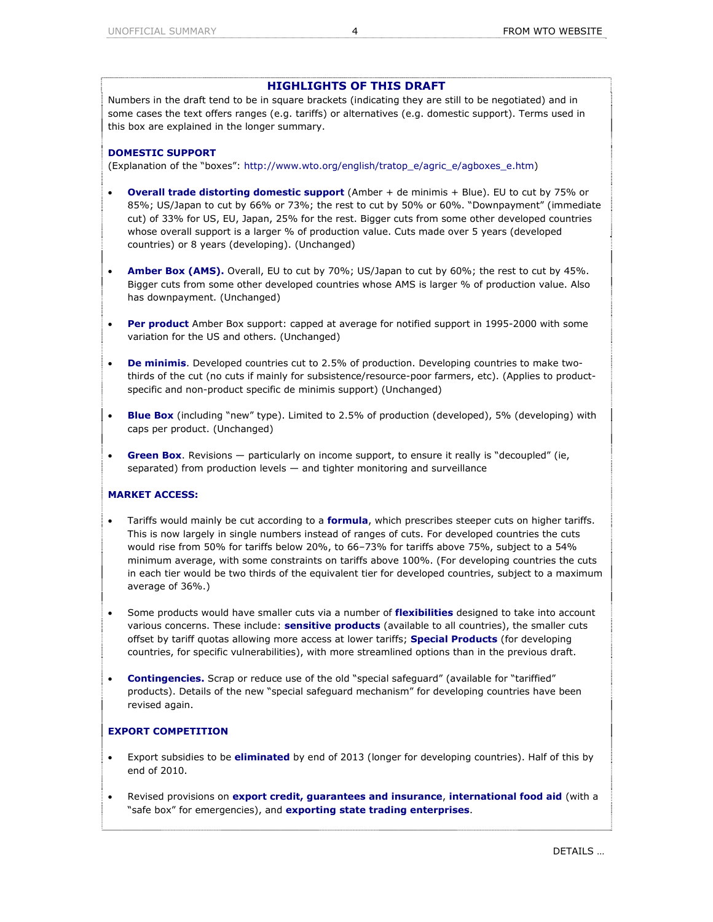## HIGHLIGHTS OF THIS DRAFT

Numbers in the draft tend to be in square brackets (indicating they are still to be negotiated) and in some cases the text offers ranges (e.g. tariffs) or alternatives (e.g. domestic support). Terms used in this box are explained in the longer summary.

### DOMESTIC SUPPORT

(Explanation of the "boxes": http://www.wto.org/english/tratop_e/agric_e/agboxes_e.htm)

- **Overall trade distorting domestic support** (Amber + de minimis + Blue). EU to cut by 75% or 85%; US/Japan to cut by 66% or 73%; the rest to cut by 50% or 60%. "Downpayment" (immediate cut) of 33% for US, EU, Japan, 25% for the rest. Bigger cuts from some other developed countries whose overall support is a larger % of production value. Cuts made over 5 years (developed countries) or 8 years (developing). (Unchanged)

- **Amber Box (AMS).** Overall, EU to cut by 70%; US/Japan to cut by 60%; the rest to cut by 45%. Bigger cuts from some other developed countries whose AMS is larger % of production value. Also has downpayment. (Unchanged)

- **Per product** Amber Box support: capped at average for notified support in 1995-2000 with some variation for the US and others. (Unchanged)

- **De minimis**. Developed countries cut to 2.5% of production. Developing countries to make two-thirds of the cut (no cuts if mainly for subsistence/resource-poor farmers, etc). (Applies to product-specific and non-product specific de minimis support) (Unchanged)

- **Blue Box** (including "new" type). Limited to 2.5% of production (developed), 5% (developing) with caps per product. (Unchanged)

- **Green Box**. Revisions — particularly on income support, to ensure it really is "decoupled" (ie, separated) from production levels — and tighter monitoring and surveillance

### MARKET ACCESS:

- Tariffs would mainly be cut according to a **formula**, which prescribes steeper cuts on higher tariffs. This is now largely in single numbers instead of ranges of cuts. For developed countries the cuts would rise from 50% for tariffs below 20%, to 66–73% for tariffs above 75%, subject to a 54% minimum average, with some constraints on tariffs above 100%. (For developing countries the cuts in each tier would be two thirds of the equivalent tier for developed countries, subject to a maximum average of 36%.)

- Some products would have smaller cuts via a number of **flexibilities** designed to take into account various concerns. These include: **sensitive products** (available to all countries), the smaller cuts offset by tariff quotas allowing more access at lower tariffs; **Special Products** (for developing countries, for specific vulnerabilities), with more streamlined options than in the previous draft.

- **Contingencies.** Scrap or reduce use of the old "special safeguard" (available for "tariffied" products). Details of the new "special safeguard mechanism" for developing countries have been revised again.

### EXPORT COMPETITION

- Export subsidies to be **eliminated** by end of 2013 (longer for developing countries). Half of this by end of 2010.

- Revised provisions on **export credit, guarantees and insurance**, **international food aid** (with a "safe box" for emergencies), and **exporting state trading enterprises**.

DETAILS …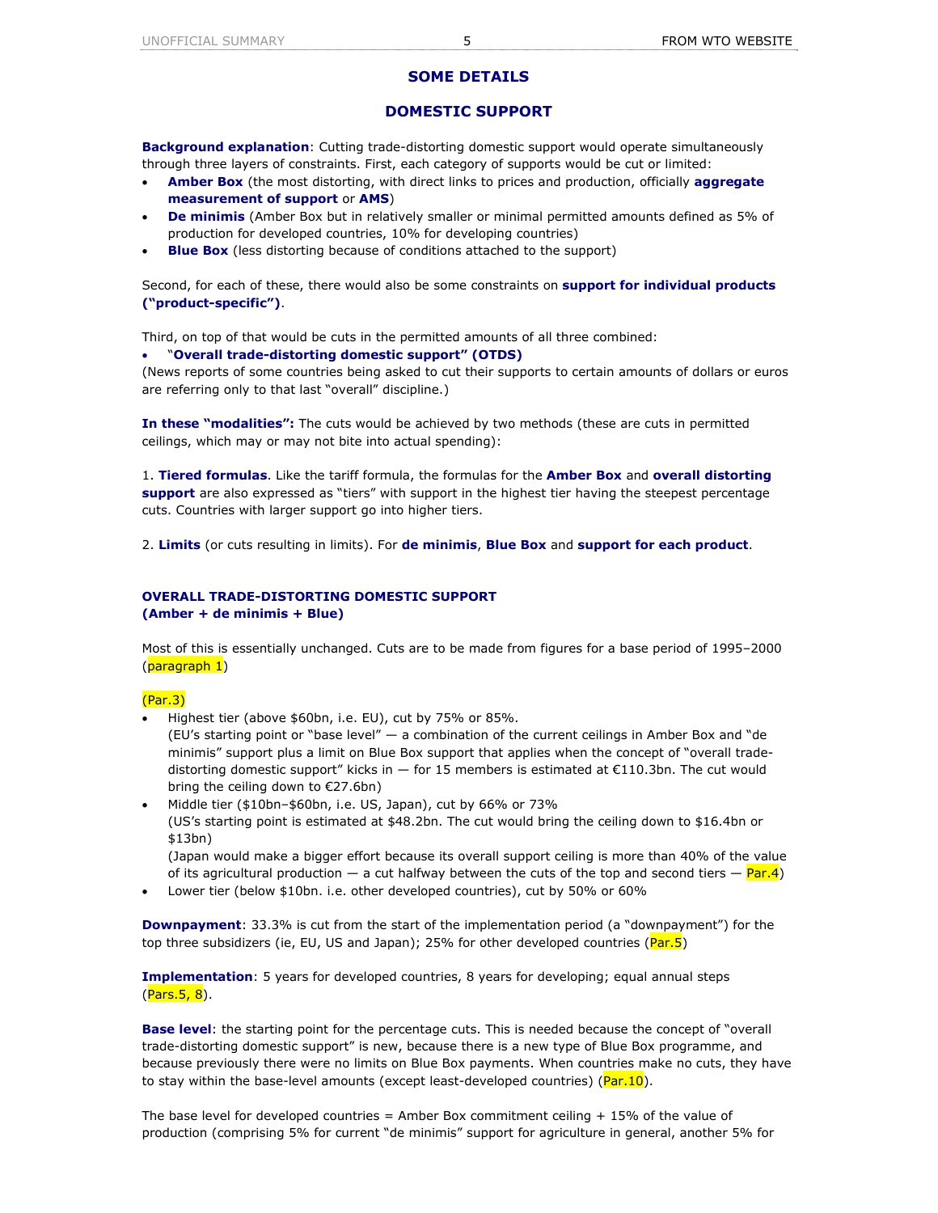## SOME DETAILS

## DOMESTIC SUPPORT

**Background explanation**: Cutting trade-distorting domestic support would operate simultaneously through three layers of constraints. First, each category of supports would be cut or limited:

- **Amber Box** (the most distorting, with direct links to prices and production, officially **aggregate measurement of support** or **AMS**)
- **De minimis** (Amber Box but in relatively smaller or minimal permitted amounts defined as 5% of production for developed countries, 10% for developing countries)
- **Blue Box** (less distorting because of conditions attached to the support)

Second, for each of these, there would also be some constraints on **support for individual products ("product-specific")**.

Third, on top of that would be cuts in the permitted amounts of all three combined:

- "**Overall trade-distorting domestic support" (OTDS)**

(News reports of some countries being asked to cut their supports to certain amounts of dollars or euros are referring only to that last "overall" discipline.)

**In these "modalities":** The cuts would be achieved by two methods (these are cuts in permitted ceilings, which may or may not bite into actual spending):

1. **Tiered formulas**. Like the tariff formula, the formulas for the **Amber Box** and **overall distorting support** are also expressed as "tiers" with support in the highest tier having the steepest percentage cuts. Countries with larger support go into higher tiers.

2. **Limits** (or cuts resulting in limits). For **de minimis**, **Blue Box** and **support for each product**.

### OVERALL TRADE-DISTORTING DOMESTIC SUPPORT (Amber + de minimis + Blue)

Most of this is essentially unchanged. Cuts are to be made from figures for a base period of 1995–2000 (paragraph 1)

(Par.3)

- Highest tier (above $60bn, i.e. EU), cut by 75% or 85%.
  (EU's starting point or "base level" — a combination of the current ceilings in Amber Box and "de minimis" support plus a limit on Blue Box support that applies when the concept of "overall trade-distorting domestic support" kicks in — for 15 members is estimated at €110.3bn. The cut would bring the ceiling down to €27.6bn)
- Middle tier ($10bn–$60bn, i.e. US, Japan), cut by 66% or 73%
  (US's starting point is estimated at $48.2bn. The cut would bring the ceiling down to $16.4bn or $13bn)
  (Japan would make a bigger effort because its overall support ceiling is more than 40% of the value of its agricultural production — a cut halfway between the cuts of the top and second tiers — Par.4)
- Lower tier (below $10bn. i.e. other developed countries), cut by 50% or 60%

**Downpayment**: 33.3% is cut from the start of the implementation period (a "downpayment") for the top three subsidizers (ie, EU, US and Japan); 25% for other developed countries (Par.5)

**Implementation**: 5 years for developed countries, 8 years for developing; equal annual steps (Pars.5, 8).

**Base level**: the starting point for the percentage cuts. This is needed because the concept of "overall trade-distorting domestic support" is new, because there is a new type of Blue Box programme, and because previously there were no limits on Blue Box payments. When countries make no cuts, they have to stay within the base-level amounts (except least-developed countries) (Par.10).

The base level for developed countries = Amber Box commitment ceiling + 15% of the value of production (comprising 5% for current "de minimis" support for agriculture in general, another 5% for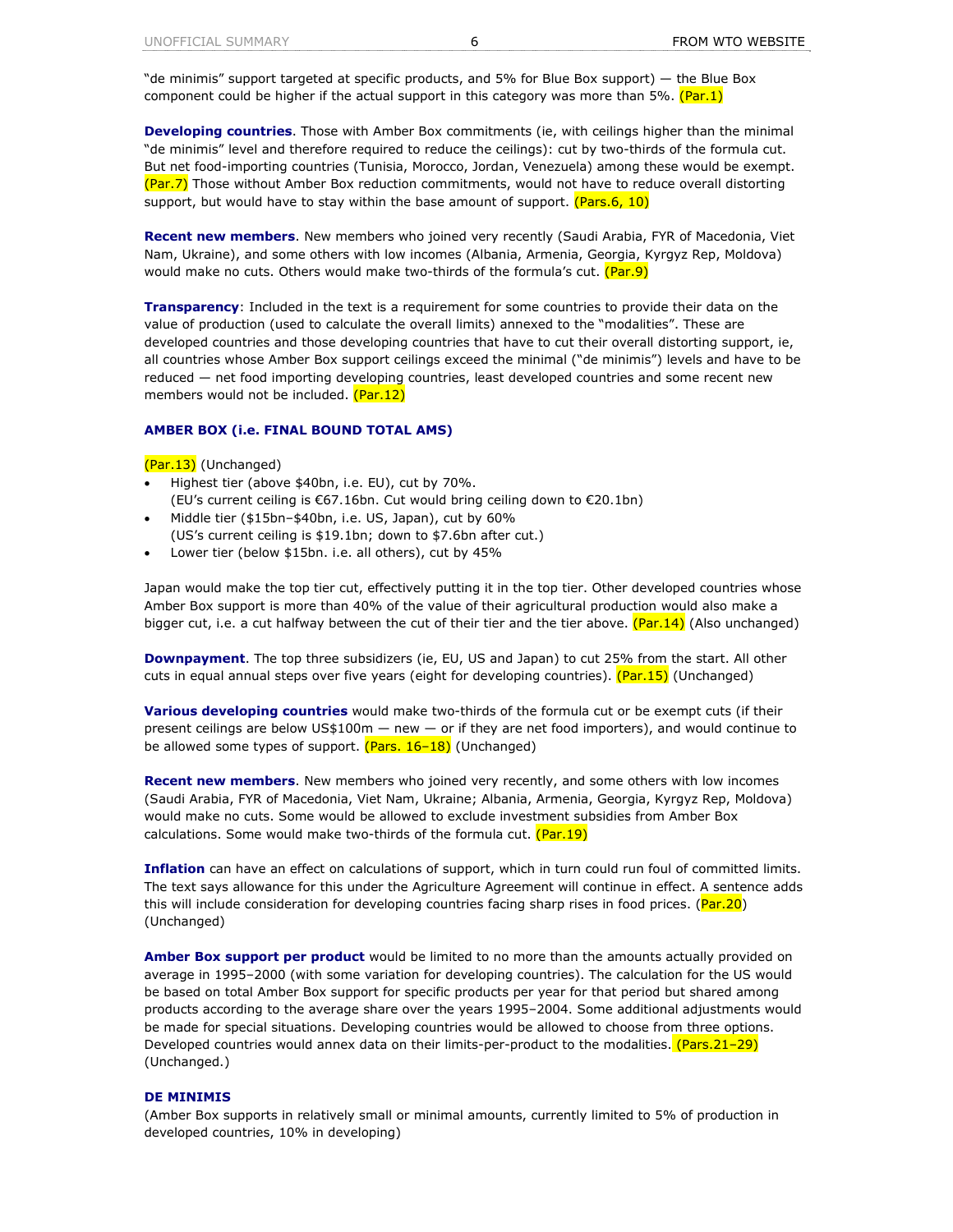"de minimis" support targeted at specific products, and 5% for Blue Box support) — the Blue Box component could be higher if the actual support in this category was more than 5%. (Par.1)

**Developing countries**. Those with Amber Box commitments (ie, with ceilings higher than the minimal "de minimis" level and therefore required to reduce the ceilings): cut by two-thirds of the formula cut. But net food-importing countries (Tunisia, Morocco, Jordan, Venezuela) among these would be exempt. (Par.7) Those without Amber Box reduction commitments, would not have to reduce overall distorting support, but would have to stay within the base amount of support. (Pars.6, 10)

**Recent new members**. New members who joined very recently (Saudi Arabia, FYR of Macedonia, Viet Nam, Ukraine), and some others with low incomes (Albania, Armenia, Georgia, Kyrgyz Rep, Moldova) would make no cuts. Others would make two-thirds of the formula's cut. (Par.9)

**Transparency**: Included in the text is a requirement for some countries to provide their data on the value of production (used to calculate the overall limits) annexed to the "modalities". These are developed countries and those developing countries that have to cut their overall distorting support, ie, all countries whose Amber Box support ceilings exceed the minimal ("de minimis") levels and have to be reduced — net food importing developing countries, least developed countries and some recent new members would not be included. (Par.12)

## AMBER BOX (i.e. FINAL BOUND TOTAL AMS)

(Par.13) (Unchanged)

- Highest tier (above $40bn, i.e. EU), cut by 70%.
  (EU's current ceiling is €67.16bn. Cut would bring ceiling down to €20.1bn)
- Middle tier ($15bn–$40bn, i.e. US, Japan), cut by 60%
  (US's current ceiling is $19.1bn; down to $7.6bn after cut.)
- Lower tier (below $15bn. i.e. all others), cut by 45%

Japan would make the top tier cut, effectively putting it in the top tier. Other developed countries whose Amber Box support is more than 40% of the value of their agricultural production would also make a bigger cut, i.e. a cut halfway between the cut of their tier and the tier above. (Par.14) (Also unchanged)

**Downpayment**. The top three subsidizers (ie, EU, US and Japan) to cut 25% from the start. All other cuts in equal annual steps over five years (eight for developing countries). (Par.15) (Unchanged)

**Various developing countries** would make two-thirds of the formula cut or be exempt cuts (if their present ceilings are below US$100m — new — or if they are net food importers), and would continue to be allowed some types of support. (Pars. 16–18) (Unchanged)

**Recent new members**. New members who joined very recently, and some others with low incomes (Saudi Arabia, FYR of Macedonia, Viet Nam, Ukraine; Albania, Armenia, Georgia, Kyrgyz Rep, Moldova) would make no cuts. Some would be allowed to exclude investment subsidies from Amber Box calculations. Some would make two-thirds of the formula cut. (Par.19)

**Inflation** can have an effect on calculations of support, which in turn could run foul of committed limits. The text says allowance for this under the Agriculture Agreement will continue in effect. A sentence adds this will include consideration for developing countries facing sharp rises in food prices. (Par.20) (Unchanged)

**Amber Box support per product** would be limited to no more than the amounts actually provided on average in 1995–2000 (with some variation for developing countries). The calculation for the US would be based on total Amber Box support for specific products per year for that period but shared among products according to the average share over the years 1995–2004. Some additional adjustments would be made for special situations. Developing countries would be allowed to choose from three options. Developed countries would annex data on their limits-per-product to the modalities. (Pars.21–29) (Unchanged.)

## DE MINIMIS

(Amber Box supports in relatively small or minimal amounts, currently limited to 5% of production in developed countries, 10% in developing)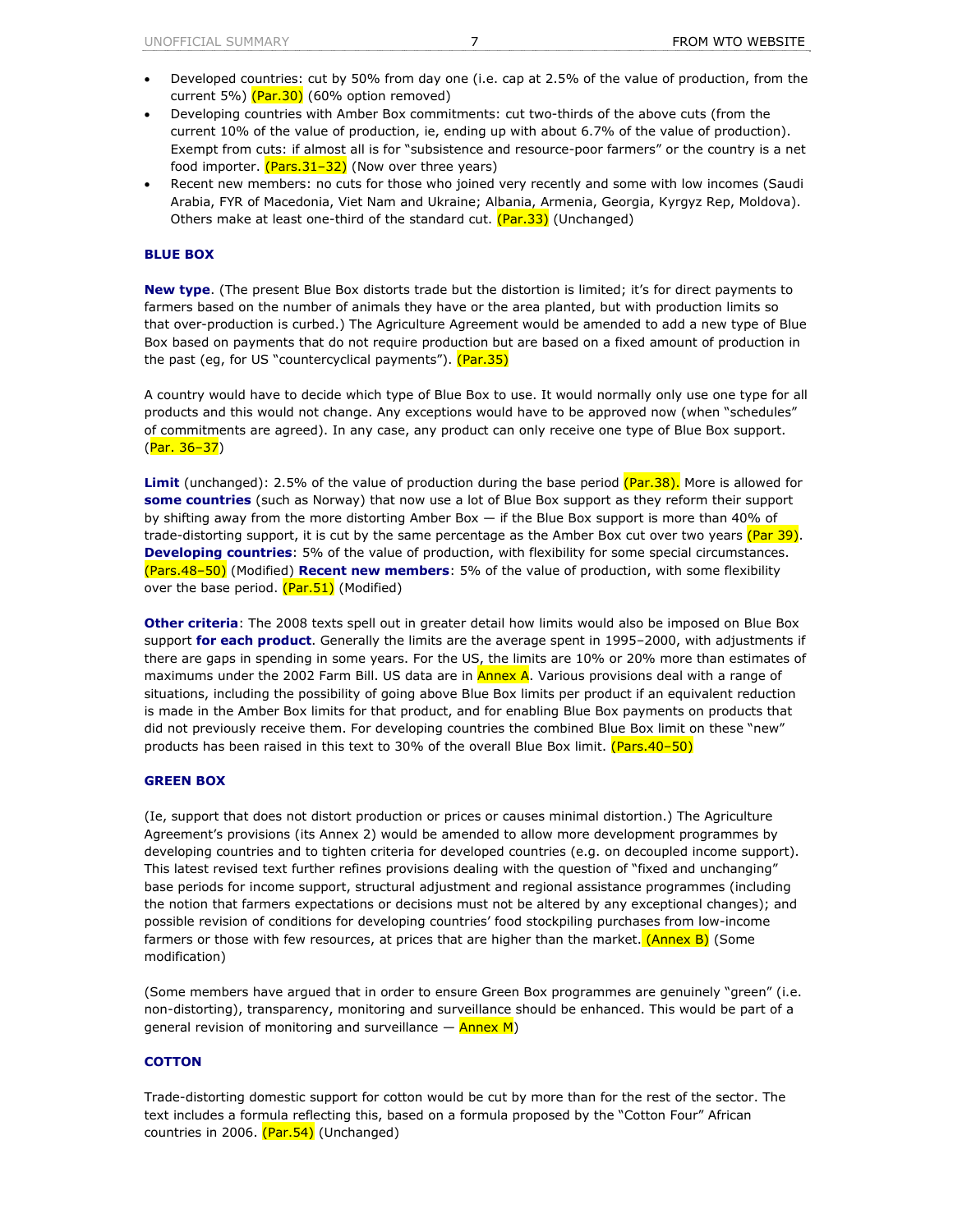- Developed countries: cut by 50% from day one (i.e. cap at 2.5% of the value of production, from the current 5%) (Par.30) (60% option removed)
- Developing countries with Amber Box commitments: cut two-thirds of the above cuts (from the current 10% of the value of production, ie, ending up with about 6.7% of the value of production). Exempt from cuts: if almost all is for "subsistence and resource-poor farmers" or the country is a net food importer. (Pars.31–32) (Now over three years)
- Recent new members: no cuts for those who joined very recently and some with low incomes (Saudi Arabia, FYR of Macedonia, Viet Nam and Ukraine; Albania, Armenia, Georgia, Kyrgyz Rep, Moldova). Others make at least one-third of the standard cut. (Par.33) (Unchanged)

### BLUE BOX

**New type**. (The present Blue Box distorts trade but the distortion is limited; it's for direct payments to farmers based on the number of animals they have or the area planted, but with production limits so that over-production is curbed.) The Agriculture Agreement would be amended to add a new type of Blue Box based on payments that do not require production but are based on a fixed amount of production in the past (eg, for US "countercyclical payments"). (Par.35)

A country would have to decide which type of Blue Box to use. It would normally only use one type for all products and this would not change. Any exceptions would have to be approved now (when "schedules" of commitments are agreed). In any case, any product can only receive one type of Blue Box support. (Par. 36–37)

**Limit** (unchanged): 2.5% of the value of production during the base period (Par.38). More is allowed for **some countries** (such as Norway) that now use a lot of Blue Box support as they reform their support by shifting away from the more distorting Amber Box — if the Blue Box support is more than 40% of trade-distorting support, it is cut by the same percentage as the Amber Box cut over two years (Par 39). **Developing countries**: 5% of the value of production, with flexibility for some special circumstances. (Pars.48–50) (Modified) **Recent new members**: 5% of the value of production, with some flexibility over the base period. (Par.51) (Modified)

**Other criteria**: The 2008 texts spell out in greater detail how limits would also be imposed on Blue Box support **for each product**. Generally the limits are the average spent in 1995–2000, with adjustments if there are gaps in spending in some years. For the US, the limits are 10% or 20% more than estimates of maximums under the 2002 Farm Bill. US data are in Annex A. Various provisions deal with a range of situations, including the possibility of going above Blue Box limits per product if an equivalent reduction is made in the Amber Box limits for that product, and for enabling Blue Box payments on products that did not previously receive them. For developing countries the combined Blue Box limit on these "new" products has been raised in this text to 30% of the overall Blue Box limit. (Pars.40–50)

### GREEN BOX

(Ie, support that does not distort production or prices or causes minimal distortion.) The Agriculture Agreement's provisions (its Annex 2) would be amended to allow more development programmes by developing countries and to tighten criteria for developed countries (e.g. on decoupled income support). This latest revised text further refines provisions dealing with the question of "fixed and unchanging" base periods for income support, structural adjustment and regional assistance programmes (including the notion that farmers expectations or decisions must not be altered by any exceptional changes); and possible revision of conditions for developing countries' food stockpiling purchases from low-income farmers or those with few resources, at prices that are higher than the market. (Annex B) (Some modification)

(Some members have argued that in order to ensure Green Box programmes are genuinely "green" (i.e. non-distorting), transparency, monitoring and surveillance should be enhanced. This would be part of a general revision of monitoring and surveillance — Annex M)

### COTTON

Trade-distorting domestic support for cotton would be cut by more than for the rest of the sector. The text includes a formula reflecting this, based on a formula proposed by the "Cotton Four" African countries in 2006. (Par.54) (Unchanged)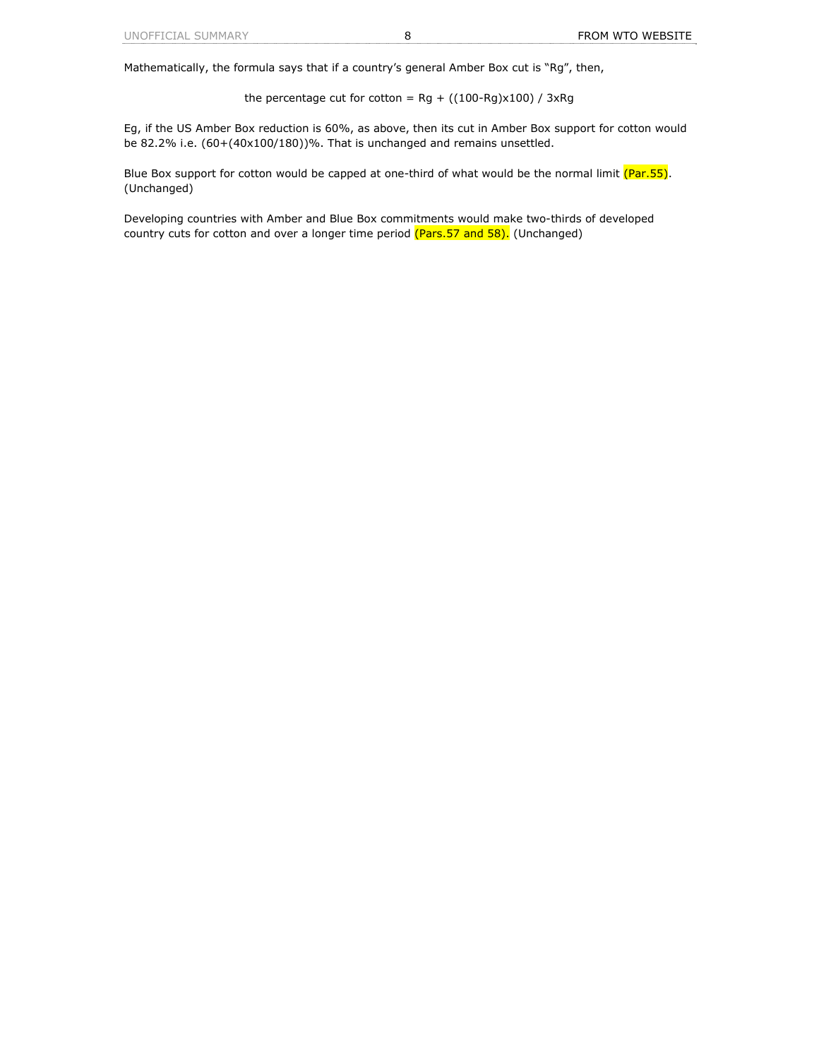Mathematically, the formula says that if a country's general Amber Box cut is "Rg", then,

$$\text{the percentage cut for cotton} = Rg + ((100-Rg)x100) / 3xRg$$

Eg, if the US Amber Box reduction is 60%, as above, then its cut in Amber Box support for cotton would be 82.2% i.e. (60+(40x100/180))%. That is unchanged and remains unsettled.

Blue Box support for cotton would be capped at one-third of what would be the normal limit (Par.55). (Unchanged)

Developing countries with Amber and Blue Box commitments would make two-thirds of developed country cuts for cotton and over a longer time period (Pars.57 and 58). (Unchanged)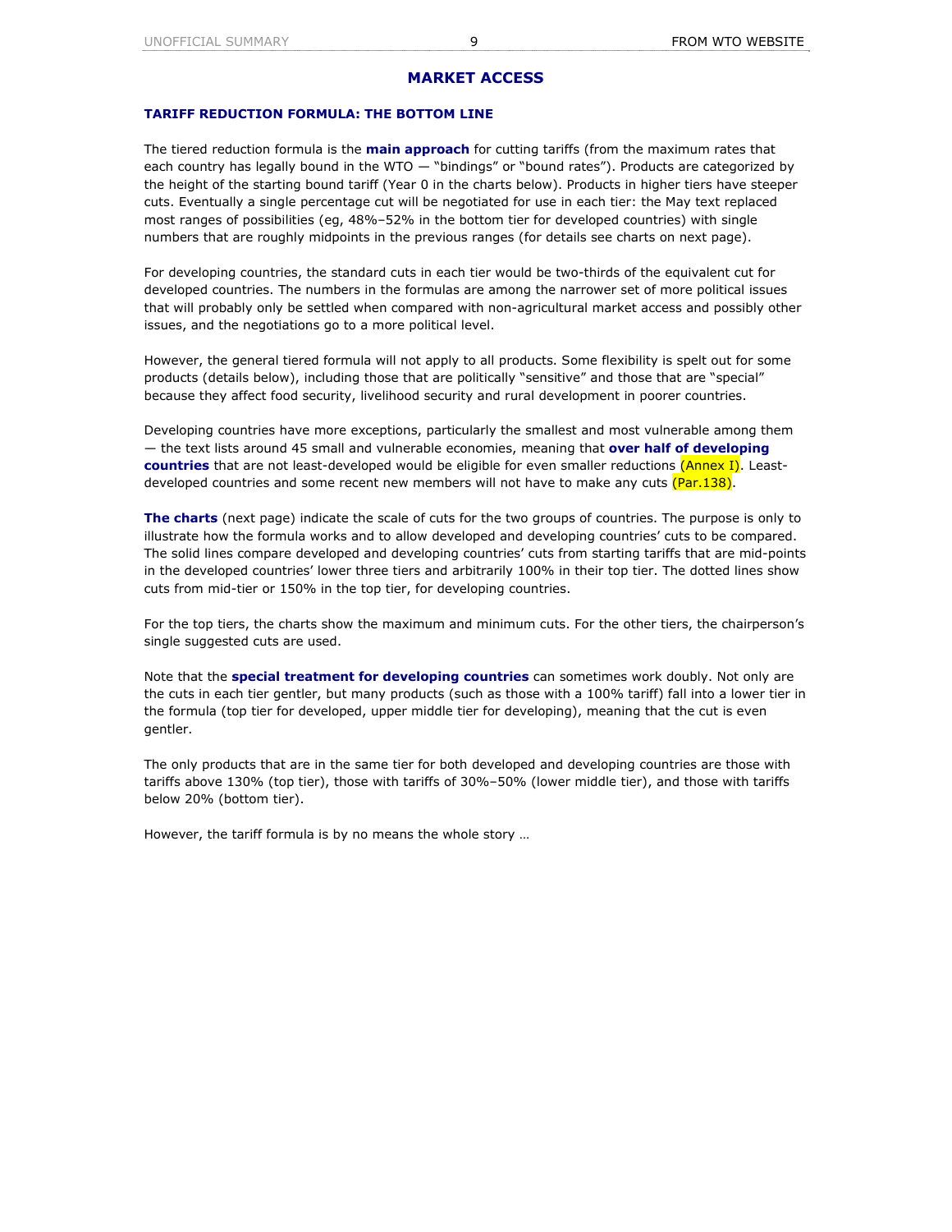# MARKET ACCESS

## TARIFF REDUCTION FORMULA: THE BOTTOM LINE

The tiered reduction formula is the **main approach** for cutting tariffs (from the maximum rates that each country has legally bound in the WTO — "bindings" or "bound rates"). Products are categorized by the height of the starting bound tariff (Year 0 in the charts below). Products in higher tiers have steeper cuts. Eventually a single percentage cut will be negotiated for use in each tier: the May text replaced most ranges of possibilities (eg, 48%–52% in the bottom tier for developed countries) with single numbers that are roughly midpoints in the previous ranges (for details see charts on next page).

For developing countries, the standard cuts in each tier would be two-thirds of the equivalent cut for developed countries. The numbers in the formulas are among the narrower set of more political issues that will probably only be settled when compared with non-agricultural market access and possibly other issues, and the negotiations go to a more political level.

However, the general tiered formula will not apply to all products. Some flexibility is spelt out for some products (details below), including those that are politically "sensitive" and those that are "special" because they affect food security, livelihood security and rural development in poorer countries.

Developing countries have more exceptions, particularly the smallest and most vulnerable among them — the text lists around 45 small and vulnerable economies, meaning that **over half of developing countries** that are not least-developed would be eligible for even smaller reductions (Annex I). Least-developed countries and some recent new members will not have to make any cuts (Par.138).

**The charts** (next page) indicate the scale of cuts for the two groups of countries. The purpose is only to illustrate how the formula works and to allow developed and developing countries' cuts to be compared. The solid lines compare developed and developing countries' cuts from starting tariffs that are mid-points in the developed countries' lower three tiers and arbitrarily 100% in their top tier. The dotted lines show cuts from mid-tier or 150% in the top tier, for developing countries.

For the top tiers, the charts show the maximum and minimum cuts. For the other tiers, the chairperson's single suggested cuts are used.

Note that the **special treatment for developing countries** can sometimes work doubly. Not only are the cuts in each tier gentler, but many products (such as those with a 100% tariff) fall into a lower tier in the formula (top tier for developed, upper middle tier for developing), meaning that the cut is even gentler.

The only products that are in the same tier for both developed and developing countries are those with tariffs above 130% (top tier), those with tariffs of 30%–50% (lower middle tier), and those with tariffs below 20% (bottom tier).

However, the tariff formula is by no means the whole story …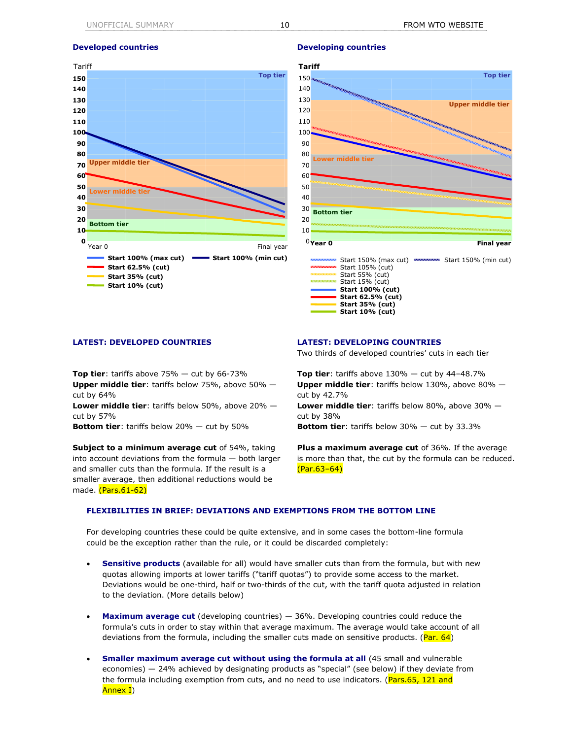## Developed countries

Tariff

Top tier

Upper middle tier

Lower middle tier

Bottom tier

Year 0 — Final year

- Start 100% (max cut)
- Start 100% (min cut)
- Start 62.5% (cut)
- Start 35% (cut)
- Start 10% (cut)

## Developing countries

Tariff

Top tier

Upper middle tier

Lower middle tier

Bottom tier

Year 0 — Final year

- Start 150% (max cut)
- Start 150% (min cut)
- Start 105% (cut)
- Start 55% (cut)
- Start 15% (cut)
- **Start 100% (cut)**
- **Start 62.5% (cut)**
- **Start 35% (cut)**
- **Start 10% (cut)**

### LATEST: DEVELOPED COUNTRIES

**Top tier**: tariffs above 75% — cut by 66-73%
**Upper middle tier**: tariffs below 75%, above 50% — cut by 64%
**Lower middle tier**: tariffs below 50%, above 20% — cut by 57%
**Bottom tier**: tariffs below 20% — cut by 50%

**Subject to a minimum average cut** of 54%, taking into account deviations from the formula — both larger and smaller cuts than the formula. If the result is a smaller average, then additional reductions would be made. (Pars.61-62)

### LATEST: DEVELOPING COUNTRIES

Two thirds of developed countries' cuts in each tier

**Top tier**: tariffs above 130% — cut by 44–48.7%
**Upper middle tier**: tariffs below 130%, above 80% — cut by 42.7%
**Lower middle tier**: tariffs below 80%, above 30% — cut by 38%
**Bottom tier**: tariffs below 30% — cut by 33.3%

**Plus a maximum average cut** of 36%. If the average is more than that, the cut by the formula can be reduced. (Par.63–64)

### FLEXIBILITIES IN BRIEF: DEVIATIONS AND EXEMPTIONS FROM THE BOTTOM LINE

For developing countries these could be quite extensive, and in some cases the bottom-line formula could be the exception rather than the rule, or it could be discarded completely:

- **Sensitive products** (available for all) would have smaller cuts than from the formula, but with new quotas allowing imports at lower tariffs ("tariff quotas") to provide some access to the market. Deviations would be one-third, half or two-thirds of the cut, with the tariff quota adjusted in relation to the deviation. (More details below)

- **Maximum average cut** (developing countries) — 36%. Developing countries could reduce the formula's cuts in order to stay within that average maximum. The average would take account of all deviations from the formula, including the smaller cuts made on sensitive products. (Par. 64)

- **Smaller maximum average cut without using the formula at all** (45 small and vulnerable economies) — 24% achieved by designating products as "special" (see below) if they deviate from the formula including exemption from cuts, and no need to use indicators. (Pars.65, 121 and Annex I)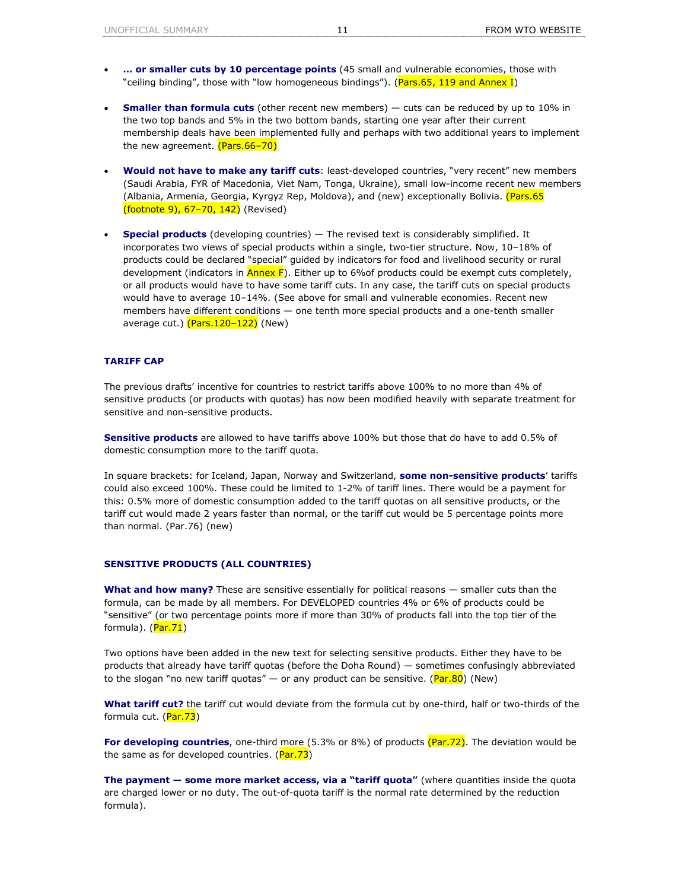- **… or smaller cuts by 10 percentage points** (45 small and vulnerable economies, those with "ceiling binding", those with "low homogeneous bindings"). (Pars.65, 119 and Annex I)

- **Smaller than formula cuts** (other recent new members) — cuts can be reduced by up to 10% in the two top bands and 5% in the two bottom bands, starting one year after their current membership deals have been implemented fully and perhaps with two additional years to implement the new agreement. (Pars.66–70)

- **Would not have to make any tariff cuts**: least-developed countries, "very recent" new members (Saudi Arabia, FYR of Macedonia, Viet Nam, Tonga, Ukraine), small low-income recent new members (Albania, Armenia, Georgia, Kyrgyz Rep, Moldova), and (new) exceptionally Bolivia. (Pars.65 (footnote 9), 67–70, 142) (Revised)

- **Special products** (developing countries) — The revised text is considerably simplified. It incorporates two views of special products within a single, two-tier structure. Now, 10–18% of products could be declared "special" guided by indicators for food and livelihood security or rural development (indicators in Annex F). Either up to 6%of products could be exempt cuts completely, or all products would have to have some tariff cuts. In any case, the tariff cuts on special products would have to average 10–14%. (See above for small and vulnerable economies. Recent new members have different conditions — one tenth more special products and a one-tenth smaller average cut.) (Pars.120–122) (New)

### TARIFF CAP

The previous drafts' incentive for countries to restrict tariffs above 100% to no more than 4% of sensitive products (or products with quotas) has now been modified heavily with separate treatment for sensitive and non-sensitive products.

**Sensitive products** are allowed to have tariffs above 100% but those that do have to add 0.5% of domestic consumption more to the tariff quota.

In square brackets: for Iceland, Japan, Norway and Switzerland, **some non-sensitive products**' tariffs could also exceed 100%. These could be limited to 1-2% of tariff lines. There would be a payment for this: 0.5% more of domestic consumption added to the tariff quotas on all sensitive products, or the tariff cut would made 2 years faster than normal, or the tariff cut would be 5 percentage points more than normal. (Par.76) (new)

### SENSITIVE PRODUCTS (ALL COUNTRIES)

**What and how many?** These are sensitive essentially for political reasons — smaller cuts than the formula, can be made by all members. For DEVELOPED countries 4% or 6% of products could be "sensitive" (or two percentage points more if more than 30% of products fall into the top tier of the formula). (Par.71)

Two options have been added in the new text for selecting sensitive products. Either they have to be products that already have tariff quotas (before the Doha Round) — sometimes confusingly abbreviated to the slogan "no new tariff quotas" — or any product can be sensitive. (Par.80) (New)

**What tariff cut?** the tariff cut would deviate from the formula cut by one-third, half or two-thirds of the formula cut. (Par.73)

**For developing countries**, one-third more (5.3% or 8%) of products (Par.72). The deviation would be the same as for developed countries. (Par.73)

**The payment — some more market access, via a "tariff quota"** (where quantities inside the quota are charged lower or no duty. The out-of-quota tariff is the normal rate determined by the reduction formula).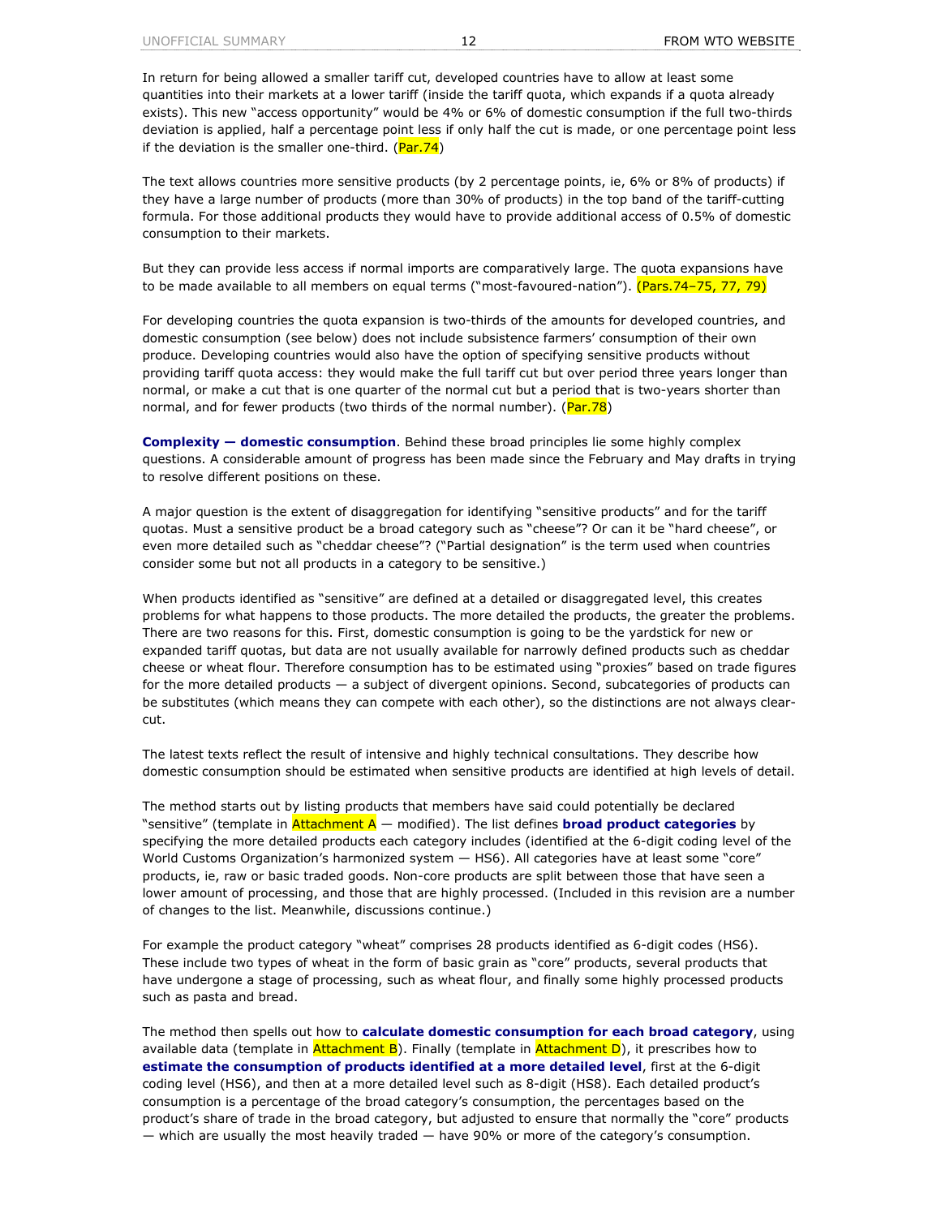In return for being allowed a smaller tariff cut, developed countries have to allow at least some quantities into their markets at a lower tariff (inside the tariff quota, which expands if a quota already exists). This new "access opportunity" would be 4% or 6% of domestic consumption if the full two-thirds deviation is applied, half a percentage point less if only half the cut is made, or one percentage point less if the deviation is the smaller one-third. (Par.74)

The text allows countries more sensitive products (by 2 percentage points, ie, 6% or 8% of products) if they have a large number of products (more than 30% of products) in the top band of the tariff-cutting formula. For those additional products they would have to provide additional access of 0.5% of domestic consumption to their markets.

But they can provide less access if normal imports are comparatively large. The quota expansions have to be made available to all members on equal terms ("most-favoured-nation"). (Pars.74–75, 77, 79)

For developing countries the quota expansion is two-thirds of the amounts for developed countries, and domestic consumption (see below) does not include subsistence farmers' consumption of their own produce. Developing countries would also have the option of specifying sensitive products without providing tariff quota access: they would make the full tariff cut but over period three years longer than normal, or make a cut that is one quarter of the normal cut but a period that is two-years shorter than normal, and for fewer products (two thirds of the normal number). (Par.78)

**Complexity — domestic consumption**. Behind these broad principles lie some highly complex questions. A considerable amount of progress has been made since the February and May drafts in trying to resolve different positions on these.

A major question is the extent of disaggregation for identifying "sensitive products" and for the tariff quotas. Must a sensitive product be a broad category such as "cheese"? Or can it be "hard cheese", or even more detailed such as "cheddar cheese"? ("Partial designation" is the term used when countries consider some but not all products in a category to be sensitive.)

When products identified as "sensitive" are defined at a detailed or disaggregated level, this creates problems for what happens to those products. The more detailed the products, the greater the problems. There are two reasons for this. First, domestic consumption is going to be the yardstick for new or expanded tariff quotas, but data are not usually available for narrowly defined products such as cheddar cheese or wheat flour. Therefore consumption has to be estimated using "proxies" based on trade figures for the more detailed products — a subject of divergent opinions. Second, subcategories of products can be substitutes (which means they can compete with each other), so the distinctions are not always clear-cut.

The latest texts reflect the result of intensive and highly technical consultations. They describe how domestic consumption should be estimated when sensitive products are identified at high levels of detail.

The method starts out by listing products that members have said could potentially be declared "sensitive" (template in Attachment A — modified). The list defines **broad product categories** by specifying the more detailed products each category includes (identified at the 6-digit coding level of the World Customs Organization's harmonized system — HS6). All categories have at least some "core" products, ie, raw or basic traded goods. Non-core products are split between those that have seen a lower amount of processing, and those that are highly processed. (Included in this revision are a number of changes to the list. Meanwhile, discussions continue.)

For example the product category "wheat" comprises 28 products identified as 6-digit codes (HS6). These include two types of wheat in the form of basic grain as "core" products, several products that have undergone a stage of processing, such as wheat flour, and finally some highly processed products such as pasta and bread.

The method then spells out how to **calculate domestic consumption for each broad category**, using available data (template in Attachment B). Finally (template in Attachment D), it prescribes how to **estimate the consumption of products identified at a more detailed level**, first at the 6-digit coding level (HS6), and then at a more detailed level such as 8-digit (HS8). Each detailed product's consumption is a percentage of the broad category's consumption, the percentages based on the product's share of trade in the broad category, but adjusted to ensure that normally the "core" products — which are usually the most heavily traded — have 90% or more of the category's consumption.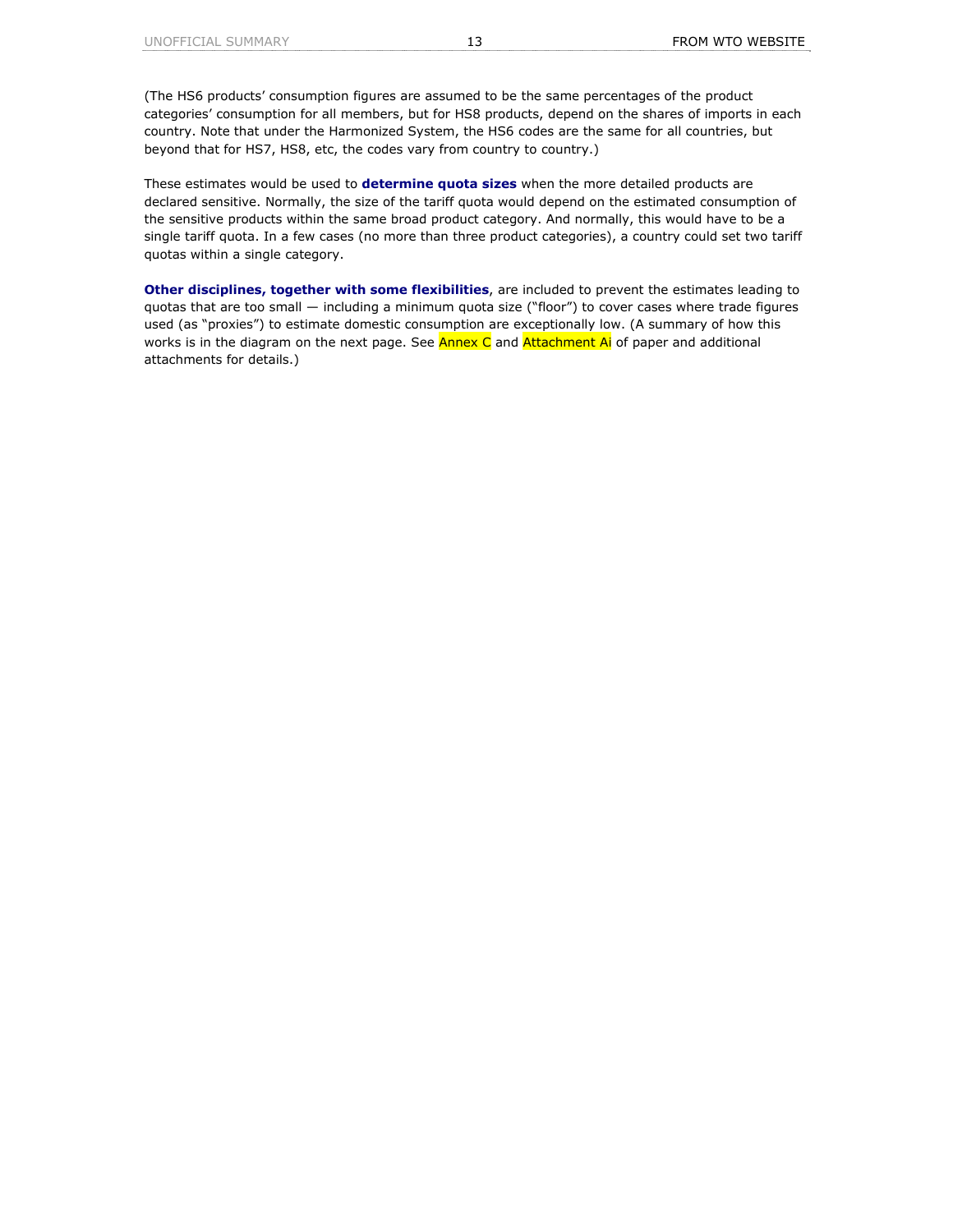(The HS6 products' consumption figures are assumed to be the same percentages of the product categories' consumption for all members, but for HS8 products, depend on the shares of imports in each country. Note that under the Harmonized System, the HS6 codes are the same for all countries, but beyond that for HS7, HS8, etc, the codes vary from country to country.)

These estimates would be used to **determine quota sizes** when the more detailed products are declared sensitive. Normally, the size of the tariff quota would depend on the estimated consumption of the sensitive products within the same broad product category. And normally, this would have to be a single tariff quota. In a few cases (no more than three product categories), a country could set two tariff quotas within a single category.

**Other disciplines, together with some flexibilities**, are included to prevent the estimates leading to quotas that are too small — including a minimum quota size ("floor") to cover cases where trade figures used (as "proxies") to estimate domestic consumption are exceptionally low. (A summary of how this works is in the diagram on the next page. See Annex C and Attachment Ai of paper and additional attachments for details.)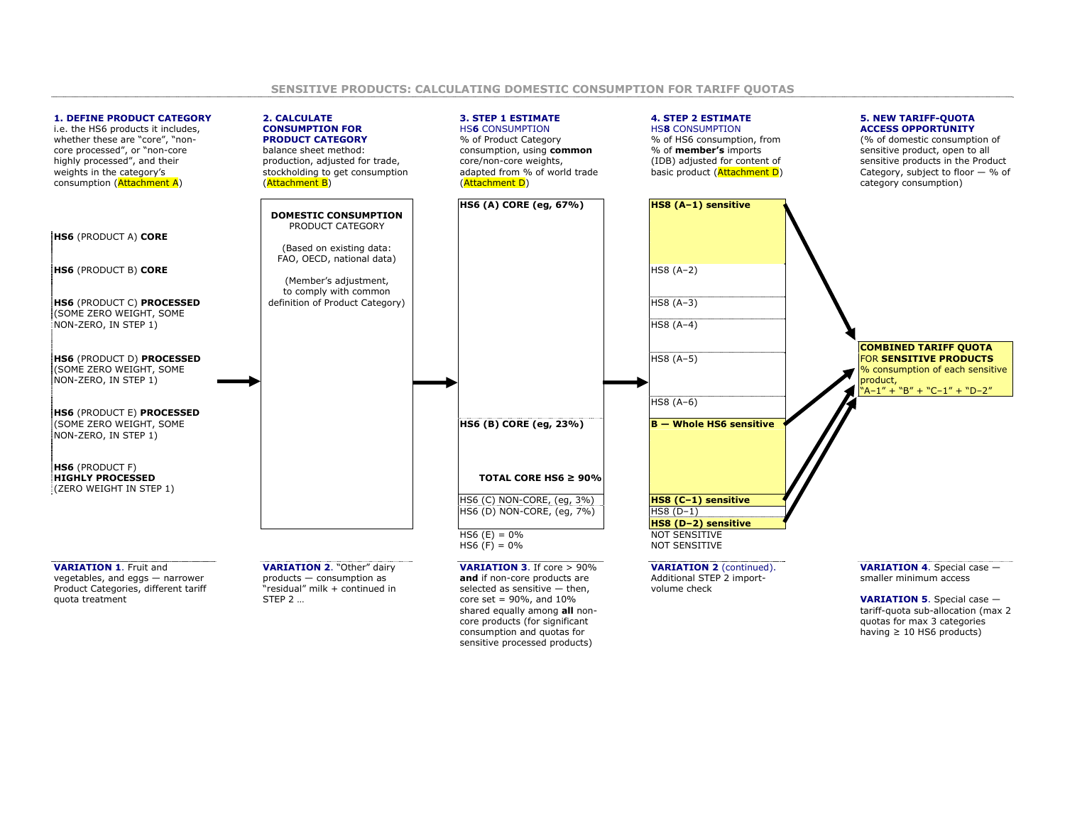## SENSITIVE PRODUCTS: CALCULATING DOMESTIC CONSUMPTION FOR TARIFF QUOTAS

### 1. DEFINE PRODUCT CATEGORY

i.e. the HS6 products it includes, whether these are "core", "non-core processed", or "non-core highly processed", and their weights in the category's consumption (Attachment A)

- **HS6** (PRODUCT A) **CORE**
- **HS6** (PRODUCT B) **CORE**
- **HS6** (PRODUCT C) **PROCESSED** (SOME ZERO WEIGHT, SOME NON-ZERO, IN STEP 1)
- **HS6** (PRODUCT D) **PROCESSED** (SOME ZERO WEIGHT, SOME NON-ZERO, IN STEP 1)
- **HS6** (PRODUCT E) **PROCESSED** (SOME ZERO WEIGHT, SOME NON-ZERO, IN STEP 1)
- **HS6** (PRODUCT F) **HIGHLY PROCESSED** (ZERO WEIGHT IN STEP 1)

**VARIATION 1**. Fruit and vegetables, and eggs — narrower Product Categories, different tariff quota treatment

### 2. CALCULATE CONSUMPTION FOR PRODUCT CATEGORY

balance sheet method: production, adjusted for trade, stockholding to get consumption (Attachment B)

**DOMESTIC CONSUMPTION**
PRODUCT CATEGORY

(Based on existing data: FAO, OECD, national data)

(Member's adjustment, to comply with common definition of Product Category)

**VARIATION 2**. "Other" dairy products — consumption as "residual" milk + continued in STEP 2 …

### 3. STEP 1 ESTIMATE HS6 CONSUMPTION

% of Product Category consumption, using **common** core/non-core weights, adapted from % of world trade (Attachment D)

- **HS6 (A) CORE (eg, 67%)**
- **HS6 (B) CORE (eg, 23%)**
- **TOTAL CORE HS6 ≥ 90%**
- HS6 (C) NON-CORE, (eg, 3%)
- HS6 (D) NON-CORE, (eg, 7%)
- HS6 (E) = 0%
- HS6 (F) = 0%

**VARIATION 3**. If core > 90% **and** if non-core products are selected as sensitive — then, core set = 90%, and 10% shared equally among **all** non-core products (for significant consumption and quotas for sensitive processed products)

### 4. STEP 2 ESTIMATE HS8 CONSUMPTION

% of HS6 consumption, from % of **member's** imports (IDB) adjusted for content of basic product (Attachment D)

- **HS8 (A–1) sensitive**
- HS8 (A–2)
- HS8 (A–3)
- HS8 (A–4)
- HS8 (A–5)
- HS8 (A–6)
- **B — Whole HS6 sensitive**
- **HS8 (C–1) sensitive**
- HS8 (D–1)
- **HS8 (D–2) sensitive**
- NOT SENSITIVE
- NOT SENSITIVE

**VARIATION 2** (continued). Additional STEP 2 import-volume check

### 5. NEW TARIFF-QUOTA ACCESS OPPORTUNITY

(% of domestic consumption of sensitive product, open to all sensitive products in the Product Category, subject to floor — % of category consumption)

**COMBINED TARIFF QUOTA** FOR **SENSITIVE PRODUCTS**
% consumption of each sensitive product,
"A–1" + "B" + "C–1" + "D–2"

**VARIATION 4**. Special case — smaller minimum access

**VARIATION 5**. Special case — tariff-quota sub-allocation (max 2 quotas for max 3 categories having ≥ 10 HS6 products)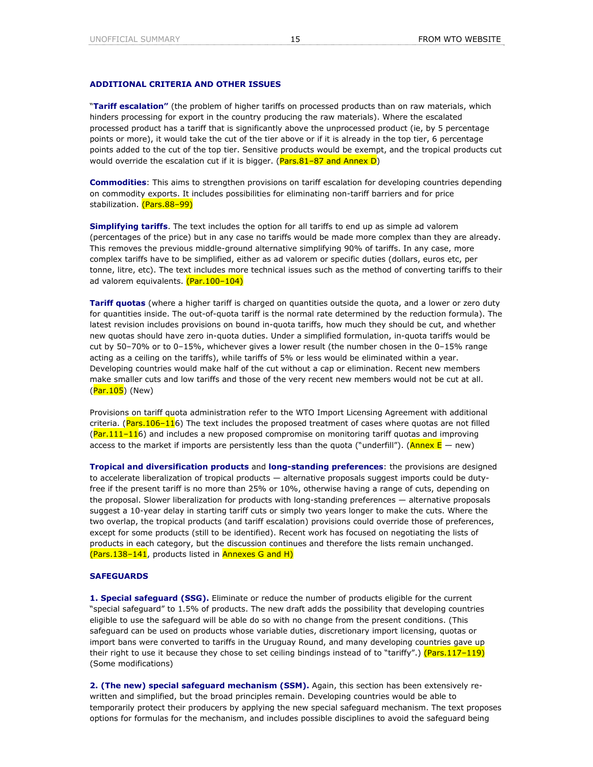### ADDITIONAL CRITERIA AND OTHER ISSUES

"**Tariff escalation"** (the problem of higher tariffs on processed products than on raw materials, which hinders processing for export in the country producing the raw materials). Where the escalated processed product has a tariff that is significantly above the unprocessed product (ie, by 5 percentage points or more), it would take the cut of the tier above or if it is already in the top tier, 6 percentage points added to the cut of the top tier. Sensitive products would be exempt, and the tropical products cut would override the escalation cut if it is bigger. (Pars.81–87 and Annex D)

**Commodities**: This aims to strengthen provisions on tariff escalation for developing countries depending on commodity exports. It includes possibilities for eliminating non-tariff barriers and for price stabilization. (Pars.88–99)

**Simplifying tariffs**. The text includes the option for all tariffs to end up as simple ad valorem (percentages of the price) but in any case no tariffs would be made more complex than they are already. This removes the previous middle-ground alternative simplifying 90% of tariffs. In any case, more complex tariffs have to be simplified, either as ad valorem or specific duties (dollars, euros etc, per tonne, litre, etc). The text includes more technical issues such as the method of converting tariffs to their ad valorem equivalents. (Par.100–104)

**Tariff quotas** (where a higher tariff is charged on quantities outside the quota, and a lower or zero duty for quantities inside. The out-of-quota tariff is the normal rate determined by the reduction formula). The latest revision includes provisions on bound in-quota tariffs, how much they should be cut, and whether new quotas should have zero in-quota duties. Under a simplified formulation, in-quota tariffs would be cut by 50–70% or to 0–15%, whichever gives a lower result (the number chosen in the 0–15% range acting as a ceiling on the tariffs), while tariffs of 5% or less would be eliminated within a year. Developing countries would make half of the cut without a cap or elimination. Recent new members make smaller cuts and low tariffs and those of the very recent new members would not be cut at all. (Par.105) (New)

Provisions on tariff quota administration refer to the WTO Import Licensing Agreement with additional criteria. (Pars.106–116) The text includes the proposed treatment of cases where quotas are not filled (Par.111–116) and includes a new proposed compromise on monitoring tariff quotas and improving access to the market if imports are persistently less than the quota ("underfill"). (Annex E — new)

**Tropical and diversification products** and **long-standing preferences**: the provisions are designed to accelerate liberalization of tropical products — alternative proposals suggest imports could be duty-free if the present tariff is no more than 25% or 10%, otherwise having a range of cuts, depending on the proposal. Slower liberalization for products with long-standing preferences — alternative proposals suggest a 10-year delay in starting tariff cuts or simply two years longer to make the cuts. Where the two overlap, the tropical products (and tariff escalation) provisions could override those of preferences, except for some products (still to be identified). Recent work has focused on negotiating the lists of products in each category, but the discussion continues and therefore the lists remain unchanged. (Pars.138–141, products listed in Annexes G and H)

### SAFEGUARDS

**1. Special safeguard (SSG).** Eliminate or reduce the number of products eligible for the current "special safeguard" to 1.5% of products. The new draft adds the possibility that developing countries eligible to use the safeguard will be able do so with no change from the present conditions. (This safeguard can be used on products whose variable duties, discretionary import licensing, quotas or import bans were converted to tariffs in the Uruguay Round, and many developing countries gave up their right to use it because they chose to set ceiling bindings instead of to "tariffy".) (Pars.117–119) (Some modifications)

**2. (The new) special safeguard mechanism (SSM).** Again, this section has been extensively re-written and simplified, but the broad principles remain. Developing countries would be able to temporarily protect their producers by applying the new special safeguard mechanism. The text proposes options for formulas for the mechanism, and includes possible disciplines to avoid the safeguard being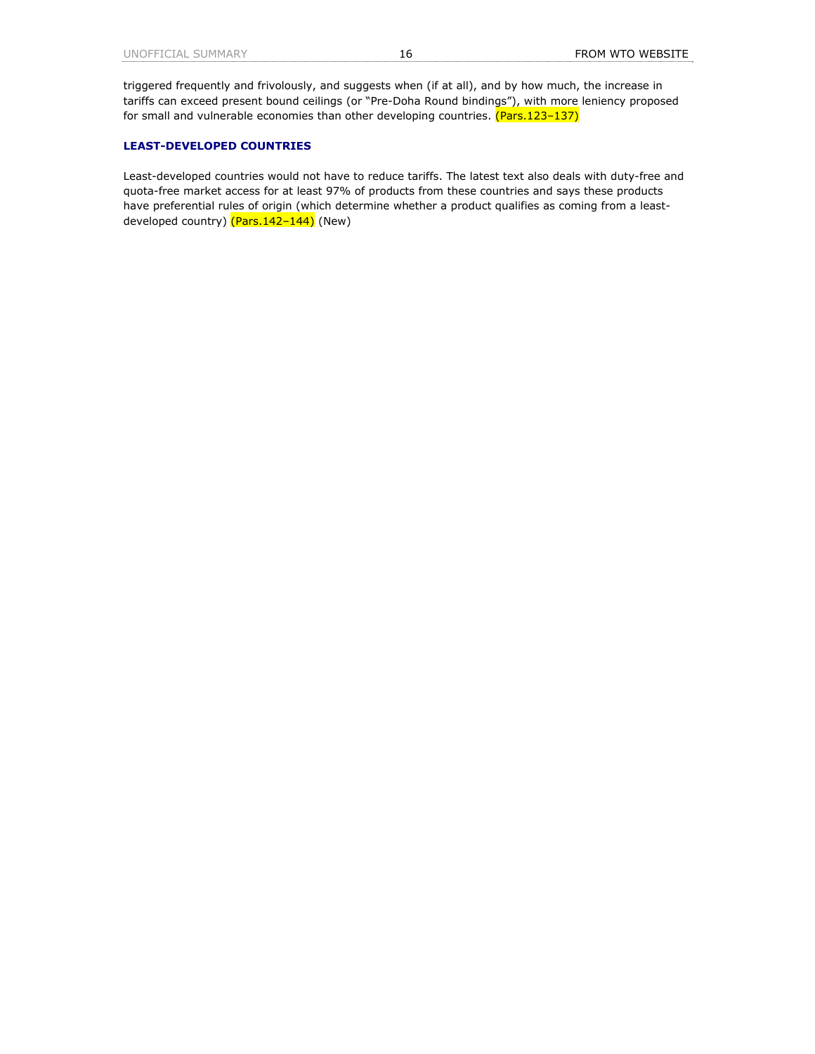triggered frequently and frivolously, and suggests when (if at all), and by how much, the increase in tariffs can exceed present bound ceilings (or "Pre-Doha Round bindings"), with more leniency proposed for small and vulnerable economies than other developing countries. (Pars.123–137)

## LEAST-DEVELOPED COUNTRIES

Least-developed countries would not have to reduce tariffs. The latest text also deals with duty-free and quota-free market access for at least 97% of products from these countries and says these products have preferential rules of origin (which determine whether a product qualifies as coming from a least-developed country) (Pars.142–144) (New)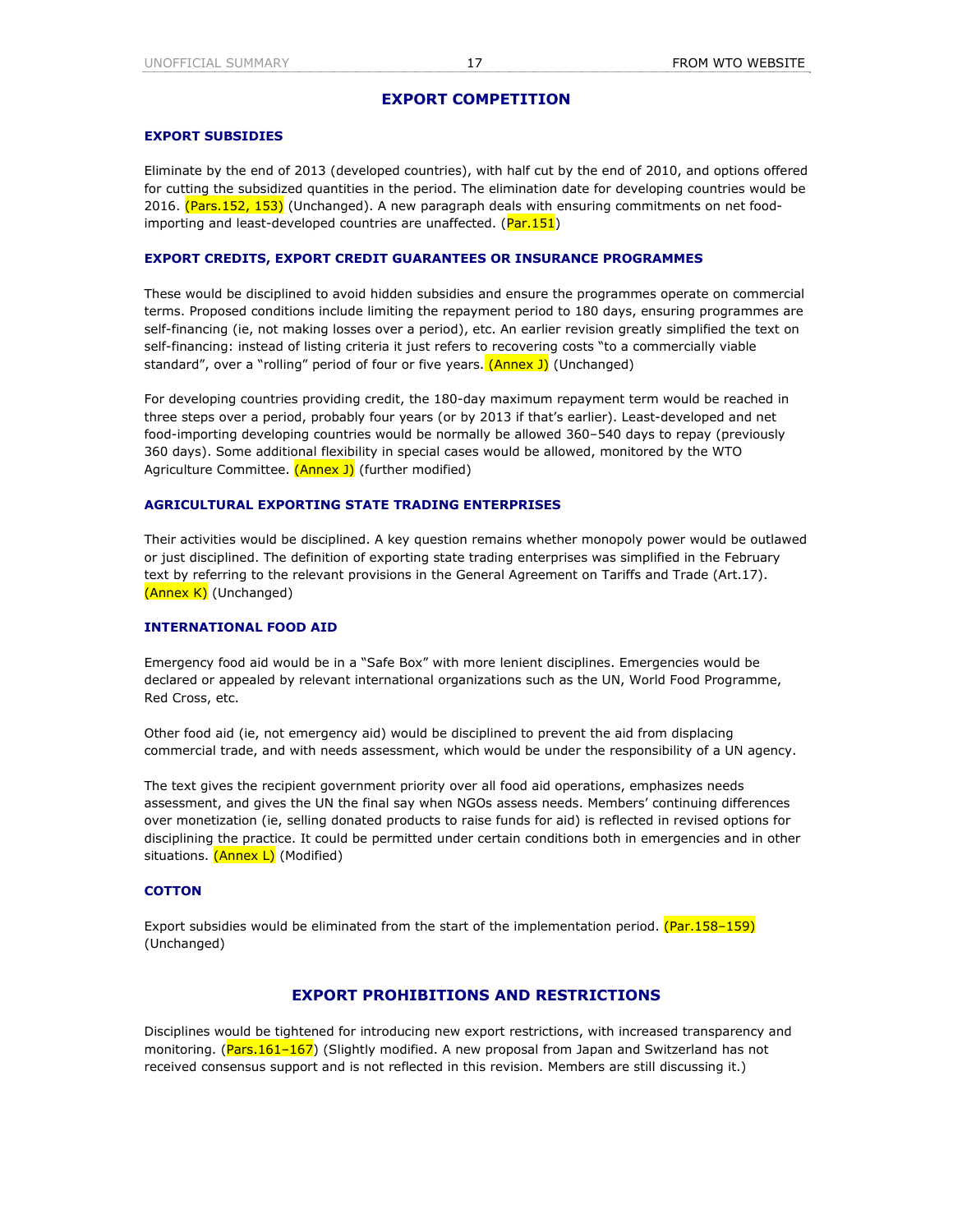## EXPORT COMPETITION

### EXPORT SUBSIDIES

Eliminate by the end of 2013 (developed countries), with half cut by the end of 2010, and options offered for cutting the subsidized quantities in the period. The elimination date for developing countries would be 2016. (Pars.152, 153) (Unchanged). A new paragraph deals with ensuring commitments on net food-importing and least-developed countries are unaffected. (Par.151)

### EXPORT CREDITS, EXPORT CREDIT GUARANTEES OR INSURANCE PROGRAMMES

These would be disciplined to avoid hidden subsidies and ensure the programmes operate on commercial terms. Proposed conditions include limiting the repayment period to 180 days, ensuring programmes are self-financing (ie, not making losses over a period), etc. An earlier revision greatly simplified the text on self-financing: instead of listing criteria it just refers to recovering costs "to a commercially viable standard", over a "rolling" period of four or five years. (Annex J) (Unchanged)

For developing countries providing credit, the 180-day maximum repayment term would be reached in three steps over a period, probably four years (or by 2013 if that's earlier). Least-developed and net food-importing developing countries would be normally be allowed 360–540 days to repay (previously 360 days). Some additional flexibility in special cases would be allowed, monitored by the WTO Agriculture Committee. (Annex J) (further modified)

### AGRICULTURAL EXPORTING STATE TRADING ENTERPRISES

Their activities would be disciplined. A key question remains whether monopoly power would be outlawed or just disciplined. The definition of exporting state trading enterprises was simplified in the February text by referring to the relevant provisions in the General Agreement on Tariffs and Trade (Art.17). (Annex K) (Unchanged)

### INTERNATIONAL FOOD AID

Emergency food aid would be in a "Safe Box" with more lenient disciplines. Emergencies would be declared or appealed by relevant international organizations such as the UN, World Food Programme, Red Cross, etc.

Other food aid (ie, not emergency aid) would be disciplined to prevent the aid from displacing commercial trade, and with needs assessment, which would be under the responsibility of a UN agency.

The text gives the recipient government priority over all food aid operations, emphasizes needs assessment, and gives the UN the final say when NGOs assess needs. Members' continuing differences over monetization (ie, selling donated products to raise funds for aid) is reflected in revised options for disciplining the practice. It could be permitted under certain conditions both in emergencies and in other situations. (Annex L) (Modified)

### COTTON

Export subsidies would be eliminated from the start of the implementation period. (Par.158–159) (Unchanged)

## EXPORT PROHIBITIONS AND RESTRICTIONS

Disciplines would be tightened for introducing new export restrictions, with increased transparency and monitoring. (Pars.161–167) (Slightly modified. A new proposal from Japan and Switzerland has not received consensus support and is not reflected in this revision. Members are still discussing it.)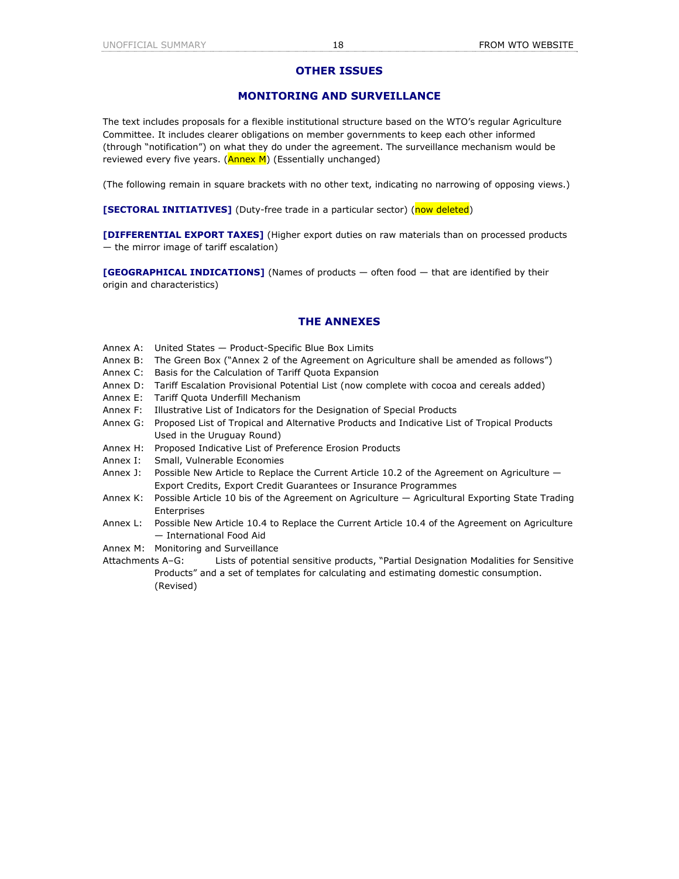## OTHER ISSUES

## MONITORING AND SURVEILLANCE

The text includes proposals for a flexible institutional structure based on the WTO's regular Agriculture Committee. It includes clearer obligations on member governments to keep each other informed (through "notification") on what they do under the agreement. The surveillance mechanism would be reviewed every five years. (Annex M) (Essentially unchanged)

(The following remain in square brackets with no other text, indicating no narrowing of opposing views.)

**[SECTORAL INITIATIVES]** (Duty-free trade in a particular sector) (now deleted)

**[DIFFERENTIAL EXPORT TAXES]** (Higher export duties on raw materials than on processed products — the mirror image of tariff escalation)

**[GEOGRAPHICAL INDICATIONS]** (Names of products — often food — that are identified by their origin and characteristics)

## THE ANNEXES

- Annex A: United States — Product-Specific Blue Box Limits
- Annex B: The Green Box ("Annex 2 of the Agreement on Agriculture shall be amended as follows")
- Annex C: Basis for the Calculation of Tariff Quota Expansion
- Annex D: Tariff Escalation Provisional Potential List (now complete with cocoa and cereals added)
- Annex E: Tariff Quota Underfill Mechanism
- Annex F: Illustrative List of Indicators for the Designation of Special Products
- Annex G: Proposed List of Tropical and Alternative Products and Indicative List of Tropical Products Used in the Uruguay Round)
- Annex H: Proposed Indicative List of Preference Erosion Products
- Annex I: Small, Vulnerable Economies
- Annex J: Possible New Article to Replace the Current Article 10.2 of the Agreement on Agriculture — Export Credits, Export Credit Guarantees or Insurance Programmes
- Annex K: Possible Article 10 bis of the Agreement on Agriculture — Agricultural Exporting State Trading Enterprises
- Annex L: Possible New Article 10.4 to Replace the Current Article 10.4 of the Agreement on Agriculture — International Food Aid
- Annex M: Monitoring and Surveillance
- Attachments A–G: Lists of potential sensitive products, "Partial Designation Modalities for Sensitive Products" and a set of templates for calculating and estimating domestic consumption. (Revised)